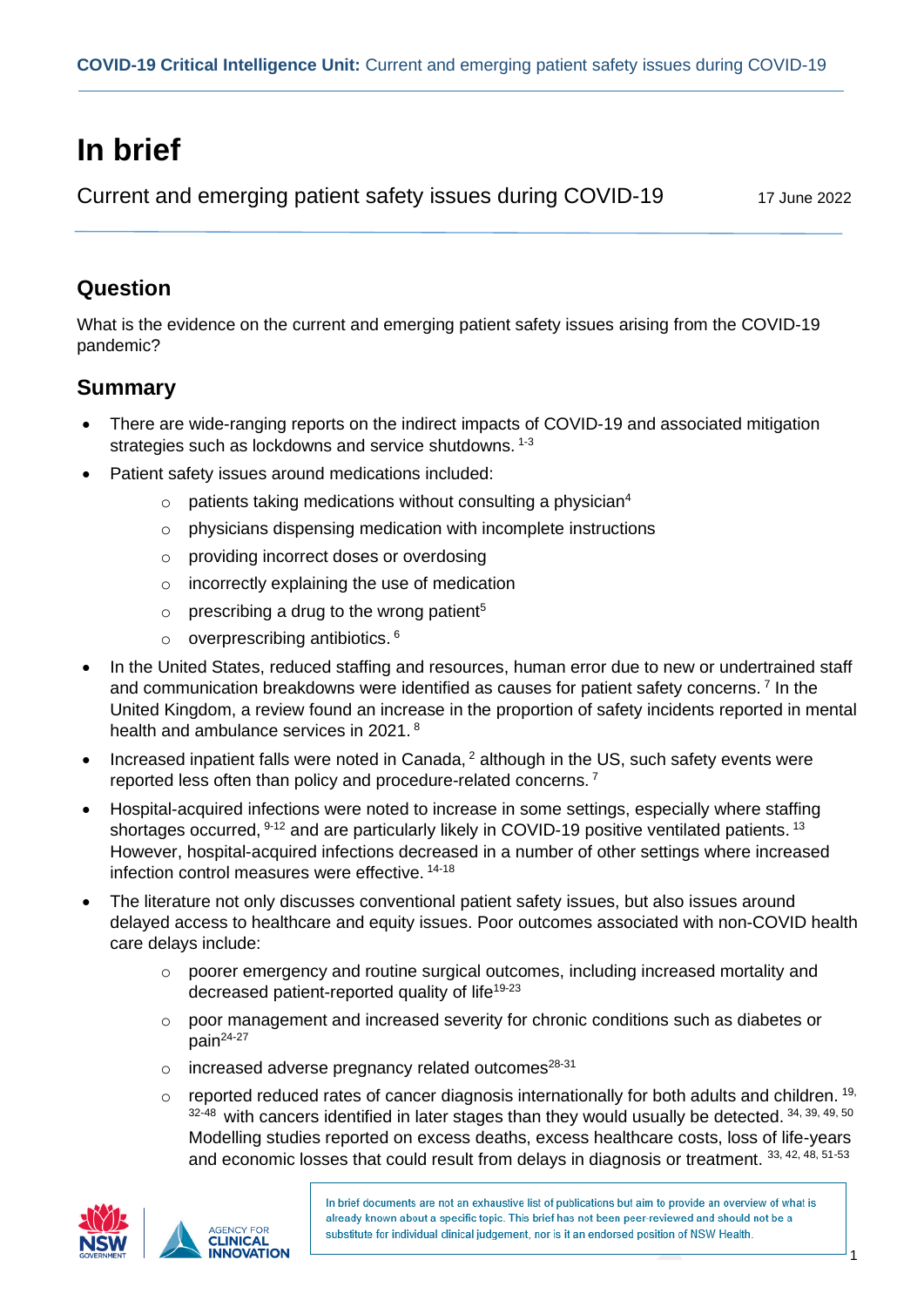# In brief

Current and emerging patient safety issues during COVID-19

17 June 2022

## Question

What is the evidence on the current and emerging patient safety issues arising from the COVID-19 pandemic?

## Summary

- There are wide-ranging reports on the indirect impacts of COVID-19 and associated mitigation strategies such as lockdowns and service shutdowns. [1-3]
- Patient safety issues around medications included:
  - patients taking medications without consulting a physician[4]
  - physicians dispensing medication with incomplete instructions
  - providing incorrect doses or overdosing
  - incorrectly explaining the use of medication
  - prescribing a drug to the wrong patient[5]
  - overprescribing antibiotics. [6]
- In the United States, reduced staffing and resources, human error due to new or undertrained staff and communication breakdowns were identified as causes for patient safety concerns. [7] In the United Kingdom, a review found an increase in the proportion of safety incidents reported in mental health and ambulance services in 2021. [8]
- Increased inpatient falls were noted in Canada, [2] although in the US, such safety events were reported less often than policy and procedure-related concerns. [7]
- Hospital-acquired infections were noted to increase in some settings, especially where staffing shortages occurred, [9-12] and are particularly likely in COVID-19 positive ventilated patients. [13] However, hospital-acquired infections decreased in a number of other settings where increased infection control measures were effective. [14-18]
- The literature not only discusses conventional patient safety issues, but also issues around delayed access to healthcare and equity issues. Poor outcomes associated with non-COVID health care delays include:
  - poorer emergency and routine surgical outcomes, including increased mortality and decreased patient-reported quality of life[19-23]
  - poor management and increased severity for chronic conditions such as diabetes or pain[24-27]
  - increased adverse pregnancy related outcomes[28-31]
  - reported reduced rates of cancer diagnosis internationally for both adults and children. [19, 32-48] with cancers identified in later stages than they would usually be detected. [34, 39, 49, 50] Modelling studies reported on excess deaths, excess healthcare costs, loss of life-years and economic losses that could result from delays in diagnosis or treatment. [33, 42, 48, 51-53]

In brief documents are not an exhaustive list of publications but aim to provide an overview of what is already known about a specific topic. This brief has not been peer-reviewed and should not be a substitute for individual clinical judgement, nor is it an endorsed position of NSW Health.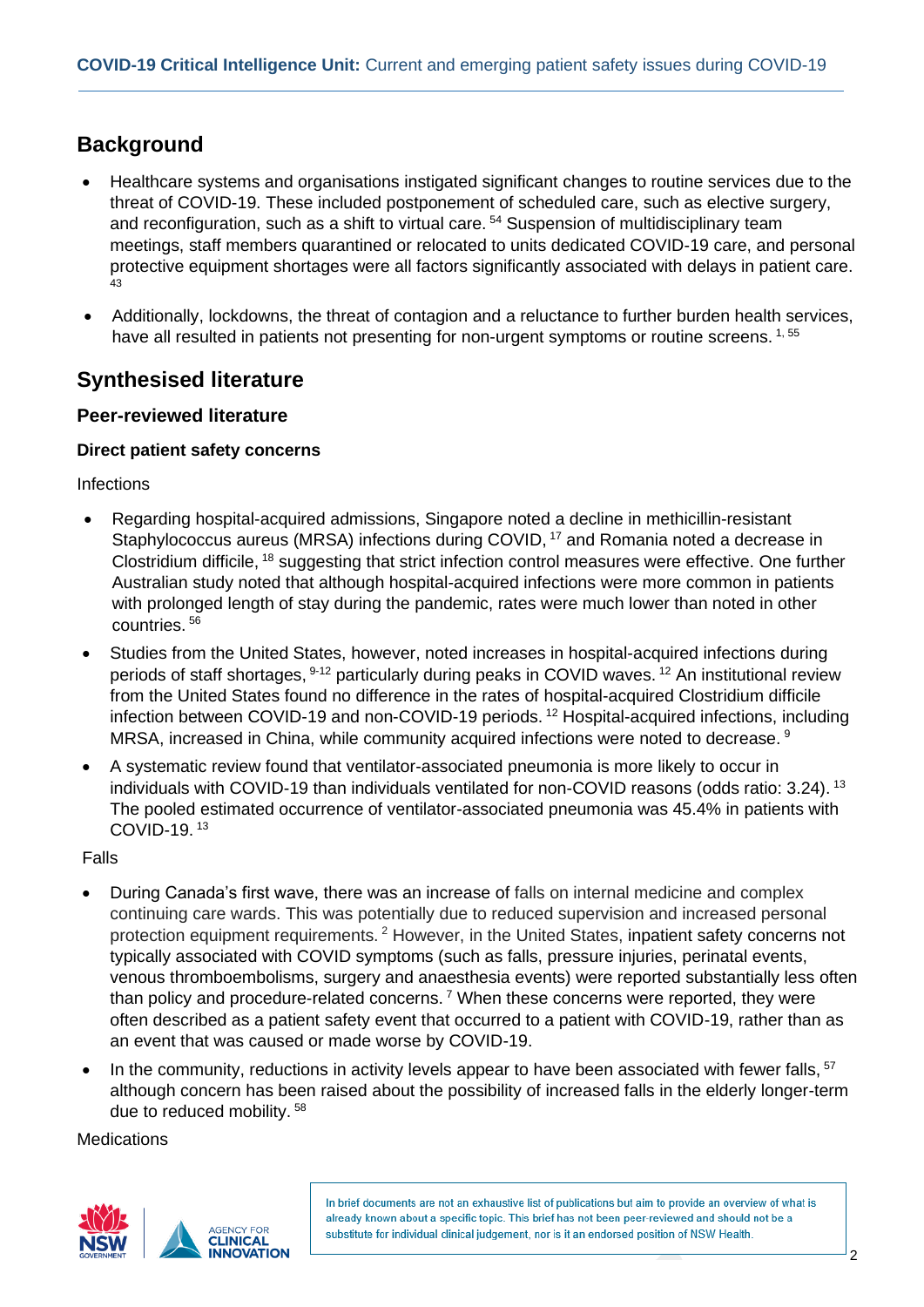## Background

- Healthcare systems and organisations instigated significant changes to routine services due to the threat of COVID-19. These included postponement of scheduled care, such as elective surgery, and reconfiguration, such as a shift to virtual care. [54] Suspension of multidisciplinary team meetings, staff members quarantined or relocated to units dedicated COVID-19 care, and personal protective equipment shortages were all factors significantly associated with delays in patient care. [43]
- Additionally, lockdowns, the threat of contagion and a reluctance to further burden health services, have all resulted in patients not presenting for non-urgent symptoms or routine screens. [1, 55]

## Synthesised literature

### Peer-reviewed literature

#### Direct patient safety concerns

Infections

- Regarding hospital-acquired admissions, Singapore noted a decline in methicillin-resistant Staphylococcus aureus (MRSA) infections during COVID, [17] and Romania noted a decrease in Clostridium difficile, [18] suggesting that strict infection control measures were effective. One further Australian study noted that although hospital-acquired infections were more common in patients with prolonged length of stay during the pandemic, rates were much lower than noted in other countries. [56]
- Studies from the United States, however, noted increases in hospital-acquired infections during periods of staff shortages, [9-12] particularly during peaks in COVID waves. [12] An institutional review from the United States found no difference in the rates of hospital-acquired Clostridium difficile infection between COVID-19 and non-COVID-19 periods. [12] Hospital-acquired infections, including MRSA, increased in China, while community acquired infections were noted to decrease. [9]
- A systematic review found that ventilator-associated pneumonia is more likely to occur in individuals with COVID-19 than individuals ventilated for non-COVID reasons (odds ratio: 3.24). [13] The pooled estimated occurrence of ventilator-associated pneumonia was 45.4% in patients with COVID-19. [13]

Falls

- During Canada's first wave, there was an increase of falls on internal medicine and complex continuing care wards. This was potentially due to reduced supervision and increased personal protection equipment requirements. [2] However, in the United States, inpatient safety concerns not typically associated with COVID symptoms (such as falls, pressure injuries, perinatal events, venous thromboembolisms, surgery and anaesthesia events) were reported substantially less often than policy and procedure-related concerns. [7] When these concerns were reported, they were often described as a patient safety event that occurred to a patient with COVID-19, rather than as an event that was caused or made worse by COVID-19.
- In the community, reductions in activity levels appear to have been associated with fewer falls, [57] although concern has been raised about the possibility of increased falls in the elderly longer-term due to reduced mobility. [58]

Medications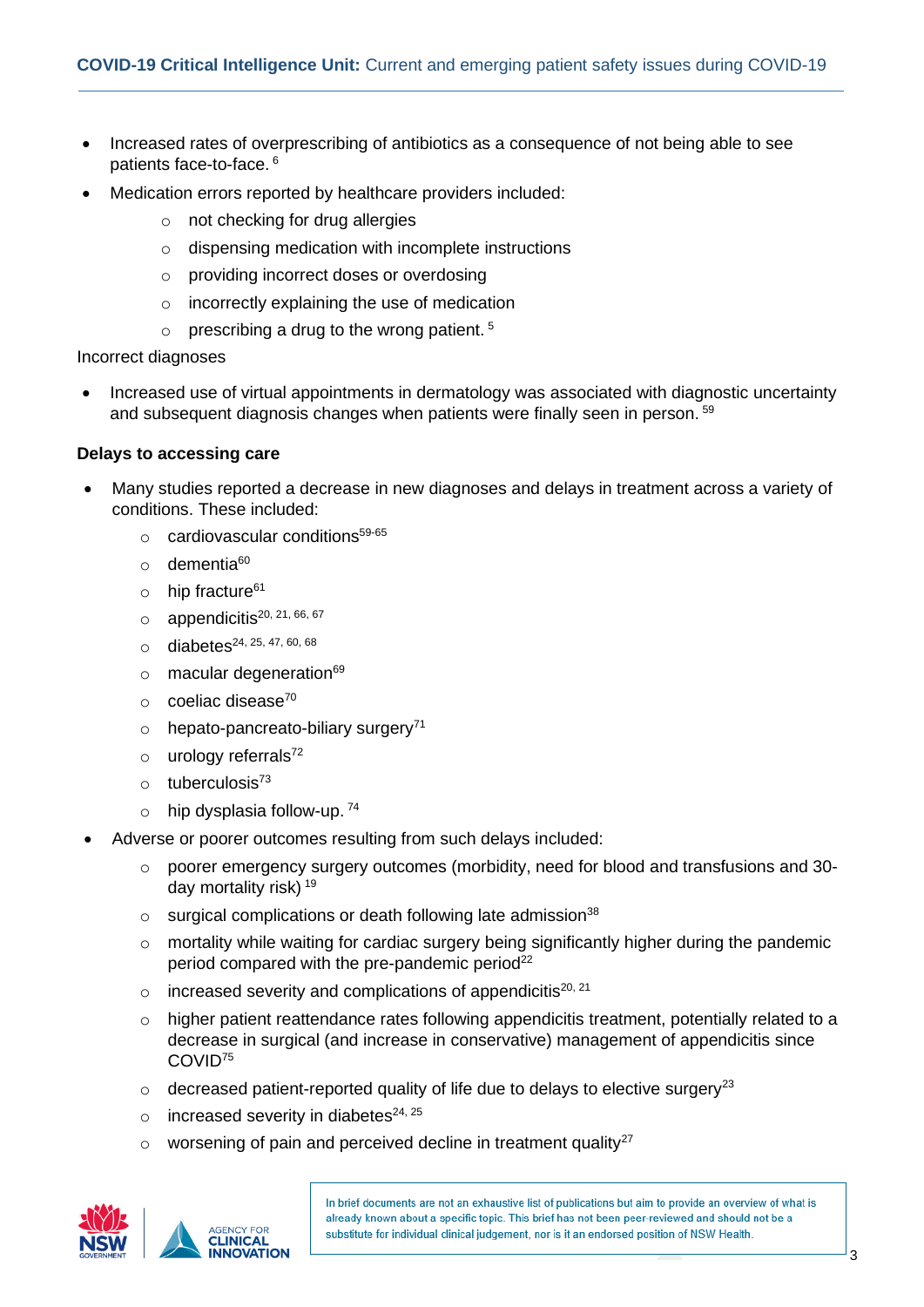- Increased rates of overprescribing of antibiotics as a consequence of not being able to see patients face-to-face. [6]
- Medication errors reported by healthcare providers included:
    - not checking for drug allergies
    - dispensing medication with incomplete instructions
    - providing incorrect doses or overdosing
    - incorrectly explaining the use of medication
    - prescribing a drug to the wrong patient. [5]

Incorrect diagnoses

- Increased use of virtual appointments in dermatology was associated with diagnostic uncertainty and subsequent diagnosis changes when patients were finally seen in person. [59]

**Delays to accessing care**

- Many studies reported a decrease in new diagnoses and delays in treatment across a variety of conditions. These included:
    - cardiovascular conditions[59-65]
    - dementia[60]
    - hip fracture[61]
    - appendicitis[20, 21, 66, 67]
    - diabetes[24, 25, 47, 60, 68]
    - macular degeneration[69]
    - coeliac disease[70]
    - hepato-pancreato-biliary surgery[71]
    - urology referrals[72]
    - tuberculosis[73]
    - hip dysplasia follow-up. [74]
- Adverse or poorer outcomes resulting from such delays included:
    - poorer emergency surgery outcomes (morbidity, need for blood and transfusions and 30-day mortality risk) [19]
    - surgical complications or death following late admission[38]
    - mortality while waiting for cardiac surgery being significantly higher during the pandemic period compared with the pre-pandemic period[22]
    - increased severity and complications of appendicitis[20, 21]
    - higher patient reattendance rates following appendicitis treatment, potentially related to a decrease in surgical (and increase in conservative) management of appendicitis since COVID[75]
    - decreased patient-reported quality of life due to delays to elective surgery[23]
    - increased severity in diabetes[24, 25]
    - worsening of pain and perceived decline in treatment quality[27]

In brief documents are not an exhaustive list of publications but aim to provide an overview of what is already known about a specific topic. This brief has not been peer-reviewed and should not be a substitute for individual clinical judgement, nor is it an endorsed position of NSW Health.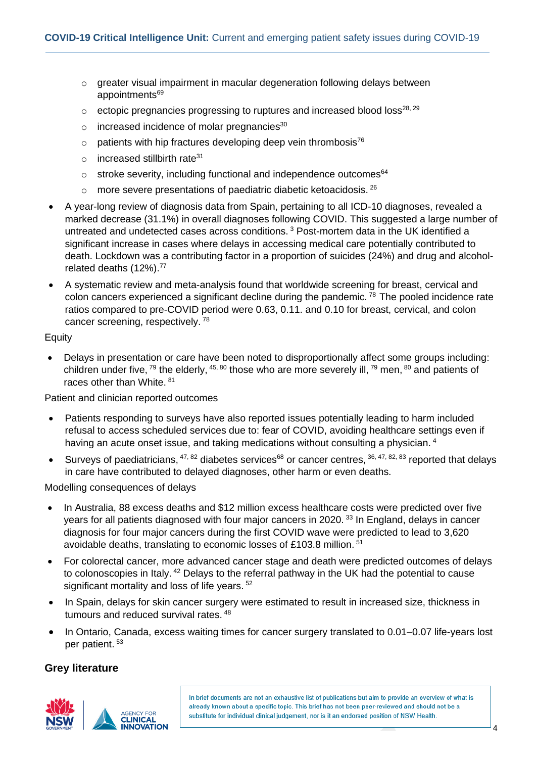- greater visual impairment in macular degeneration following delays between appointments[69]
  - ectopic pregnancies progressing to ruptures and increased blood loss[28, 29]
  - increased incidence of molar pregnancies[30]
  - patients with hip fractures developing deep vein thrombosis[76]
  - increased stillbirth rate[31]
  - stroke severity, including functional and independence outcomes[64]
  - more severe presentations of paediatric diabetic ketoacidosis. [26]
- A year-long review of diagnosis data from Spain, pertaining to all ICD-10 diagnoses, revealed a marked decrease (31.1%) in overall diagnoses following COVID. This suggested a large number of untreated and undetected cases across conditions. [3] Post-mortem data in the UK identified a significant increase in cases where delays in accessing medical care potentially contributed to death. Lockdown was a contributing factor in a proportion of suicides (24%) and drug and alcohol-related deaths (12%).[77]
- A systematic review and meta-analysis found that worldwide screening for breast, cervical and colon cancers experienced a significant decline during the pandemic. [78] The pooled incidence rate ratios compared to pre-COVID period were 0.63, 0.11. and 0.10 for breast, cervical, and colon cancer screening, respectively. [78]

Equity

- Delays in presentation or care have been noted to disproportionally affect some groups including: children under five, [79] the elderly, [45, 80] those who are more severely ill, [79] men, [80] and patients of races other than White. [81]

Patient and clinician reported outcomes

- Patients responding to surveys have also reported issues potentially leading to harm included refusal to access scheduled services due to: fear of COVID, avoiding healthcare settings even if having an acute onset issue, and taking medications without consulting a physician. [4]
- Surveys of paediatricians, [47, 82] diabetes services[68] or cancer centres, [36, 47, 82, 83] reported that delays in care have contributed to delayed diagnoses, other harm or even deaths.

Modelling consequences of delays

- In Australia, 88 excess deaths and $12 million excess healthcare costs were predicted over five years for all patients diagnosed with four major cancers in 2020. [33] In England, delays in cancer diagnosis for four major cancers during the first COVID wave were predicted to lead to 3,620 avoidable deaths, translating to economic losses of £103.8 million. [51]
- For colorectal cancer, more advanced cancer stage and death were predicted outcomes of delays to colonoscopies in Italy. [42] Delays to the referral pathway in the UK had the potential to cause significant mortality and loss of life years. [52]
- In Spain, delays for skin cancer surgery were estimated to result in increased size, thickness in tumours and reduced survival rates. [48]
- In Ontario, Canada, excess waiting times for cancer surgery translated to 0.01–0.07 life-years lost per patient. [53]

## Grey literature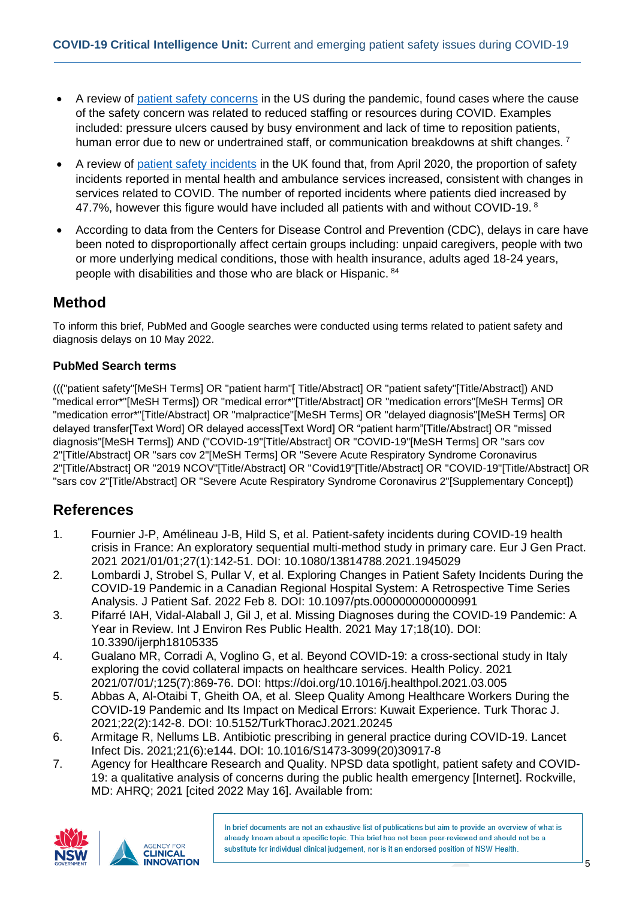- A review of patient safety concerns in the US during the pandemic, found cases where the cause of the safety concern was related to reduced staffing or resources during COVID. Examples included: pressure ulcers caused by busy environment and lack of time to reposition patients, human error due to new or undertrained staff, or communication breakdowns at shift changes. [7]
- A review of patient safety incidents in the UK found that, from April 2020, the proportion of safety incidents reported in mental health and ambulance services increased, consistent with changes in services related to COVID. The number of reported incidents where patients died increased by 47.7%, however this figure would have included all patients with and without COVID-19. [8]
- According to data from the Centers for Disease Control and Prevention (CDC), delays in care have been noted to disproportionally affect certain groups including: unpaid caregivers, people with two or more underlying medical conditions, those with health insurance, adults aged 18-24 years, people with disabilities and those who are black or Hispanic. [84]

## Method

To inform this brief, PubMed and Google searches were conducted using terms related to patient safety and diagnosis delays on 10 May 2022.

### PubMed Search terms

((("patient safety"[MeSH Terms] OR "patient harm"[ Title/Abstract] OR "patient safety"[Title/Abstract]) AND "medical error*"[MeSH Terms]) OR "medical error*"[Title/Abstract] OR "medication errors"[MeSH Terms] OR "medication error*"[Title/Abstract] OR "malpractice"[MeSH Terms] OR "delayed diagnosis"[MeSH Terms] OR delayed transfer[Text Word] OR delayed access[Text Word] OR "patient harm"[Title/Abstract] OR "missed diagnosis"[MeSH Terms]) AND ("COVID-19"[Title/Abstract] OR "COVID-19"[MeSH Terms] OR "sars cov 2"[Title/Abstract] OR "sars cov 2"[MeSH Terms] OR "Severe Acute Respiratory Syndrome Coronavirus 2"[Title/Abstract] OR "2019 NCOV"[Title/Abstract] OR "Covid19"[Title/Abstract] OR "COVID-19"[Title/Abstract] OR "sars cov 2"[Title/Abstract] OR "Severe Acute Respiratory Syndrome Coronavirus 2"[Supplementary Concept])

## References

1. Fournier J-P, Amélineau J-B, Hild S, et al. Patient-safety incidents during COVID-19 health crisis in France: An exploratory sequential multi-method study in primary care. Eur J Gen Pract. 2021 2021/01/01;27(1):142-51. DOI: 10.1080/13814788.2021.1945029
2. Lombardi J, Strobel S, Pullar V, et al. Exploring Changes in Patient Safety Incidents During the COVID-19 Pandemic in a Canadian Regional Hospital System: A Retrospective Time Series Analysis. J Patient Saf. 2022 Feb 8. DOI: 10.1097/pts.0000000000000991
3. Pifarré IAH, Vidal-Alaball J, Gil J, et al. Missing Diagnoses during the COVID-19 Pandemic: A Year in Review. Int J Environ Res Public Health. 2021 May 17;18(10). DOI: 10.3390/ijerph18105335
4. Gualano MR, Corradi A, Voglino G, et al. Beyond COVID-19: a cross-sectional study in Italy exploring the covid collateral impacts on healthcare services. Health Policy. 2021 2021/07/01/;125(7):869-76. DOI: https://doi.org/10.1016/j.healthpol.2021.03.005
5. Abbas A, Al-Otaibi T, Gheith OA, et al. Sleep Quality Among Healthcare Workers During the COVID-19 Pandemic and Its Impact on Medical Errors: Kuwait Experience. Turk Thorac J. 2021;22(2):142-8. DOI: 10.5152/TurkThoracJ.2021.20245
6. Armitage R, Nellums LB. Antibiotic prescribing in general practice during COVID-19. Lancet Infect Dis. 2021;21(6):e144. DOI: 10.1016/S1473-3099(20)30917-8
7. Agency for Healthcare Research and Quality. NPSD data spotlight, patient safety and COVID-19: a qualitative analysis of concerns during the public health emergency [Internet]. Rockville, MD: AHRQ; 2021 [cited 2022 May 16]. Available from:

In brief documents are not an exhaustive list of publications but aim to provide an overview of what is already known about a specific topic. This brief has not been peer-reviewed and should not be a substitute for individual clinical judgement, nor is it an endorsed position of NSW Health.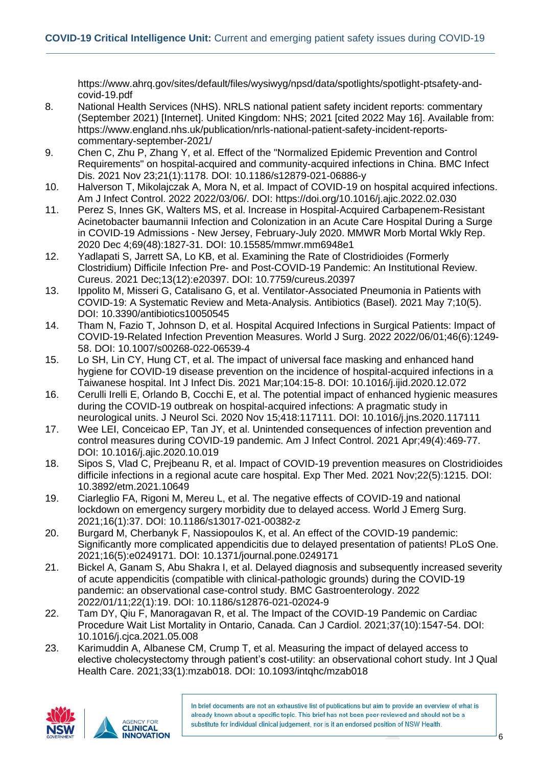https://www.ahrq.gov/sites/default/files/wysiwyg/npsd/data/spotlights/spotlight-ptsafety-and-covid-19.pdf

8. National Health Services (NHS). NRLS national patient safety incident reports: commentary (September 2021) [Internet]. United Kingdom: NHS; 2021 [cited 2022 May 16]. Available from: https://www.england.nhs.uk/publication/nrls-national-patient-safety-incident-reports-commentary-september-2021/
9. Chen C, Zhu P, Zhang Y, et al. Effect of the "Normalized Epidemic Prevention and Control Requirements" on hospital-acquired and community-acquired infections in China. BMC Infect Dis. 2021 Nov 23;21(1):1178. DOI: 10.1186/s12879-021-06886-y
10. Halverson T, Mikolajczak A, Mora N, et al. Impact of COVID-19 on hospital acquired infections. Am J Infect Control. 2022 2022/03/06/. DOI: https://doi.org/10.1016/j.ajic.2022.02.030
11. Perez S, Innes GK, Walters MS, et al. Increase in Hospital-Acquired Carbapenem-Resistant Acinetobacter baumannii Infection and Colonization in an Acute Care Hospital During a Surge in COVID-19 Admissions - New Jersey, February-July 2020. MMWR Morb Mortal Wkly Rep. 2020 Dec 4;69(48):1827-31. DOI: 10.15585/mmwr.mm6948e1
12. Yadlapati S, Jarrett SA, Lo KB, et al. Examining the Rate of Clostridioides (Formerly Clostridium) Difficile Infection Pre- and Post-COVID-19 Pandemic: An Institutional Review. Cureus. 2021 Dec;13(12):e20397. DOI: 10.7759/cureus.20397
13. Ippolito M, Misseri G, Catalisano G, et al. Ventilator-Associated Pneumonia in Patients with COVID-19: A Systematic Review and Meta-Analysis. Antibiotics (Basel). 2021 May 7;10(5). DOI: 10.3390/antibiotics10050545
14. Tham N, Fazio T, Johnson D, et al. Hospital Acquired Infections in Surgical Patients: Impact of COVID-19-Related Infection Prevention Measures. World J Surg. 2022 2022/06/01;46(6):1249-58. DOI: 10.1007/s00268-022-06539-4
15. Lo SH, Lin CY, Hung CT, et al. The impact of universal face masking and enhanced hand hygiene for COVID-19 disease prevention on the incidence of hospital-acquired infections in a Taiwanese hospital. Int J Infect Dis. 2021 Mar;104:15-8. DOI: 10.1016/j.ijid.2020.12.072
16. Cerulli Irelli E, Orlando B, Cocchi E, et al. The potential impact of enhanced hygienic measures during the COVID-19 outbreak on hospital-acquired infections: A pragmatic study in neurological units. J Neurol Sci. 2020 Nov 15;418:117111. DOI: 10.1016/j.jns.2020.117111
17. Wee LEI, Conceicao EP, Tan JY, et al. Unintended consequences of infection prevention and control measures during COVID-19 pandemic. Am J Infect Control. 2021 Apr;49(4):469-77. DOI: 10.1016/j.ajic.2020.10.019
18. Sipos S, Vlad C, Prejbeanu R, et al. Impact of COVID-19 prevention measures on Clostridioides difficile infections in a regional acute care hospital. Exp Ther Med. 2021 Nov;22(5):1215. DOI: 10.3892/etm.2021.10649
19. Ciarleglio FA, Rigoni M, Mereu L, et al. The negative effects of COVID-19 and national lockdown on emergency surgery morbidity due to delayed access. World J Emerg Surg. 2021;16(1):37. DOI: 10.1186/s13017-021-00382-z
20. Burgard M, Cherbanyk F, Nassiopoulos K, et al. An effect of the COVID-19 pandemic: Significantly more complicated appendicitis due to delayed presentation of patients! PLoS One. 2021;16(5):e0249171. DOI: 10.1371/journal.pone.0249171
21. Bickel A, Ganam S, Abu Shakra I, et al. Delayed diagnosis and subsequently increased severity of acute appendicitis (compatible with clinical-pathologic grounds) during the COVID-19 pandemic: an observational case-control study. BMC Gastroenterology. 2022 2022/01/11;22(1):19. DOI: 10.1186/s12876-021-02024-9
22. Tam DY, Qiu F, Manoragavan R, et al. The Impact of the COVID-19 Pandemic on Cardiac Procedure Wait List Mortality in Ontario, Canada. Can J Cardiol. 2021;37(10):1547-54. DOI: 10.1016/j.cjca.2021.05.008
23. Karimuddin A, Albanese CM, Crump T, et al. Measuring the impact of delayed access to elective cholecystectomy through patient's cost-utility: an observational cohort study. Int J Qual Health Care. 2021;33(1):mzab018. DOI: 10.1093/intqhc/mzab018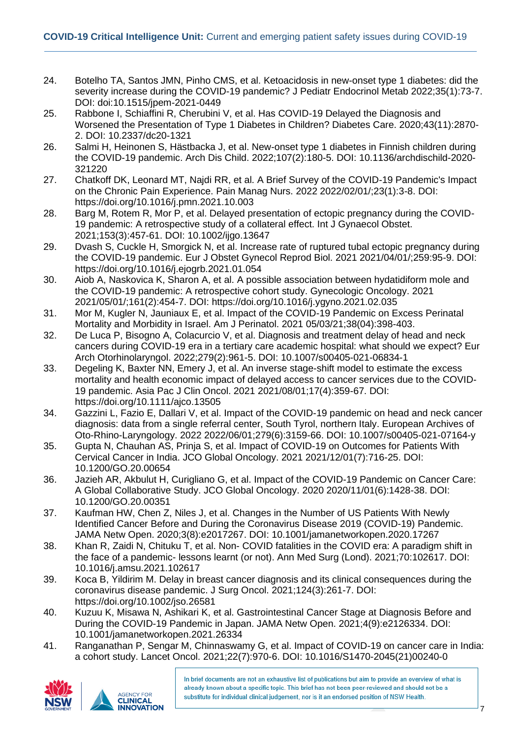24. Botelho TA, Santos JMN, Pinho CMS, et al. Ketoacidosis in new-onset type 1 diabetes: did the severity increase during the COVID-19 pandemic? J Pediatr Endocrinol Metab 2022;35(1):73-7. DOI: doi:10.1515/jpem-2021-0449
25. Rabbone I, Schiaffini R, Cherubini V, et al. Has COVID-19 Delayed the Diagnosis and Worsened the Presentation of Type 1 Diabetes in Children? Diabetes Care. 2020;43(11):2870-2. DOI: 10.2337/dc20-1321
26. Salmi H, Heinonen S, Hästbacka J, et al. New-onset type 1 diabetes in Finnish children during the COVID-19 pandemic. Arch Dis Child. 2022;107(2):180-5. DOI: 10.1136/archdischild-2020-321220
27. Chatkoff DK, Leonard MT, Najdi RR, et al. A Brief Survey of the COVID-19 Pandemic's Impact on the Chronic Pain Experience. Pain Manag Nurs. 2022 2022/02/01/;23(1):3-8. DOI: https://doi.org/10.1016/j.pmn.2021.10.003
28. Barg M, Rotem R, Mor P, et al. Delayed presentation of ectopic pregnancy during the COVID-19 pandemic: A retrospective study of a collateral effect. Int J Gynaecol Obstet. 2021;153(3):457-61. DOI: 10.1002/ijgo.13647
29. Dvash S, Cuckle H, Smorgick N, et al. Increase rate of ruptured tubal ectopic pregnancy during the COVID-19 pandemic. Eur J Obstet Gynecol Reprod Biol. 2021 2021/04/01/;259:95-9. DOI: https://doi.org/10.1016/j.ejogrb.2021.01.054
30. Aiob A, Naskovica K, Sharon A, et al. A possible association between hydatidiform mole and the COVID-19 pandemic: A retrospective cohort study. Gynecologic Oncology. 2021 2021/05/01/;161(2):454-7. DOI: https://doi.org/10.1016/j.ygyno.2021.02.035
31. Mor M, Kugler N, Jauniaux E, et al. Impact of the COVID-19 Pandemic on Excess Perinatal Mortality and Morbidity in Israel. Am J Perinatol. 2021 05/03/21;38(04):398-403.
32. De Luca P, Bisogno A, Colacurcio V, et al. Diagnosis and treatment delay of head and neck cancers during COVID-19 era in a tertiary care academic hospital: what should we expect? Eur Arch Otorhinolaryngol. 2022;279(2):961-5. DOI: 10.1007/s00405-021-06834-1
33. Degeling K, Baxter NN, Emery J, et al. An inverse stage-shift model to estimate the excess mortality and health economic impact of delayed access to cancer services due to the COVID-19 pandemic. Asia Pac J Clin Oncol. 2021 2021/08/01;17(4):359-67. DOI: https://doi.org/10.1111/ajco.13505
34. Gazzini L, Fazio E, Dallari V, et al. Impact of the COVID-19 pandemic on head and neck cancer diagnosis: data from a single referral center, South Tyrol, northern Italy. European Archives of Oto-Rhino-Laryngology. 2022 2022/06/01;279(6):3159-66. DOI: 10.1007/s00405-021-07164-y
35. Gupta N, Chauhan AS, Prinja S, et al. Impact of COVID-19 on Outcomes for Patients With Cervical Cancer in India. JCO Global Oncology. 2021 2021/12/01(7):716-25. DOI: 10.1200/GO.20.00654
36. Jazieh AR, Akbulut H, Curigliano G, et al. Impact of the COVID-19 Pandemic on Cancer Care: A Global Collaborative Study. JCO Global Oncology. 2020 2020/11/01(6):1428-38. DOI: 10.1200/GO.20.00351
37. Kaufman HW, Chen Z, Niles J, et al. Changes in the Number of US Patients With Newly Identified Cancer Before and During the Coronavirus Disease 2019 (COVID-19) Pandemic. JAMA Netw Open. 2020;3(8):e2017267. DOI: 10.1001/jamanetworkopen.2020.17267
38. Khan R, Zaidi N, Chituku T, et al. Non- COVID fatalities in the COVID era: A paradigm shift in the face of a pandemic- lessons learnt (or not). Ann Med Surg (Lond). 2021;70:102617. DOI: 10.1016/j.amsu.2021.102617
39. Koca B, Yildirim M. Delay in breast cancer diagnosis and its clinical consequences during the coronavirus disease pandemic. J Surg Oncol. 2021;124(3):261-7. DOI: https://doi.org/10.1002/jso.26581
40. Kuzuu K, Misawa N, Ashikari K, et al. Gastrointestinal Cancer Stage at Diagnosis Before and During the COVID-19 Pandemic in Japan. JAMA Netw Open. 2021;4(9):e2126334. DOI: 10.1001/jamanetworkopen.2021.26334
41. Ranganathan P, Sengar M, Chinnaswamy G, et al. Impact of COVID-19 on cancer care in India: a cohort study. Lancet Oncol. 2021;22(7):970-6. DOI: 10.1016/S1470-2045(21)00240-0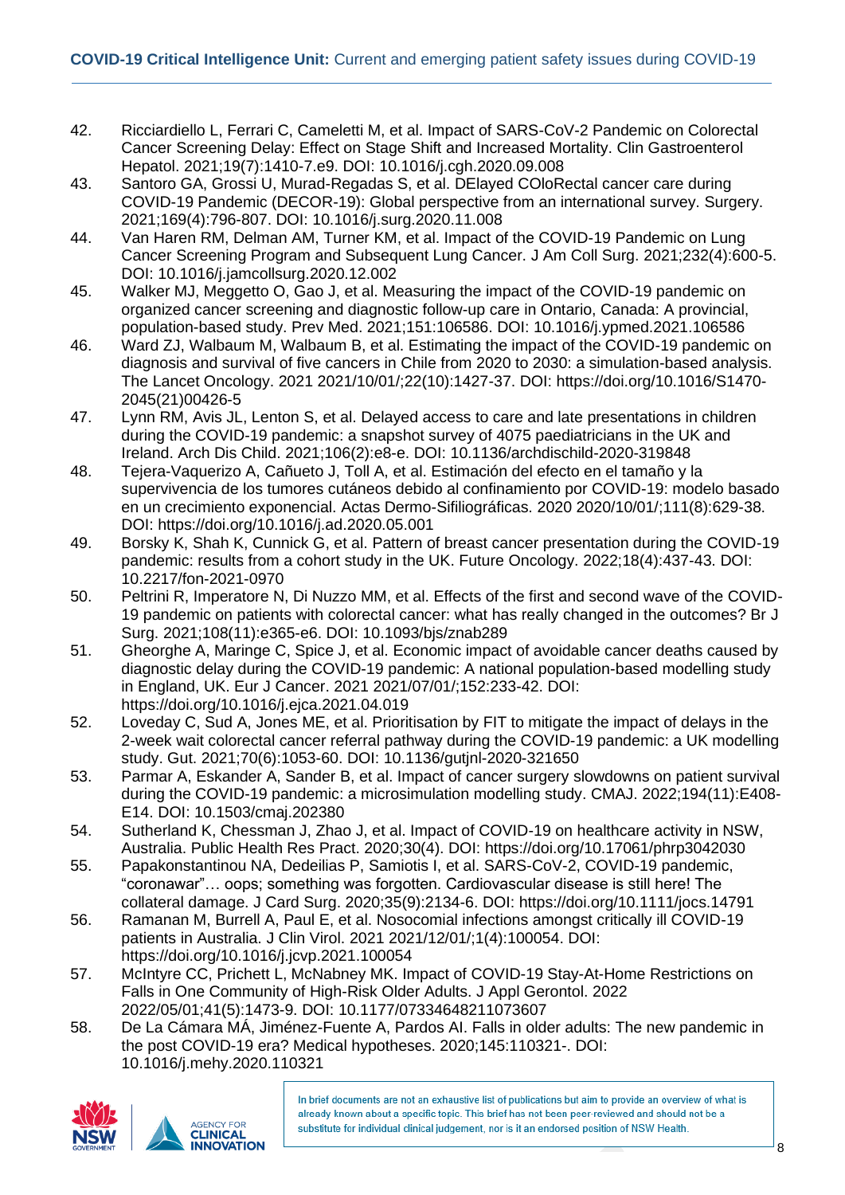42. Ricciardiello L, Ferrari C, Cameletti M, et al. Impact of SARS-CoV-2 Pandemic on Colorectal Cancer Screening Delay: Effect on Stage Shift and Increased Mortality. Clin Gastroenterol Hepatol. 2021;19(7):1410-7.e9. DOI: 10.1016/j.cgh.2020.09.008
43. Santoro GA, Grossi U, Murad-Regadas S, et al. DElayed COloRectal cancer care during COVID-19 Pandemic (DECOR-19): Global perspective from an international survey. Surgery. 2021;169(4):796-807. DOI: 10.1016/j.surg.2020.11.008
44. Van Haren RM, Delman AM, Turner KM, et al. Impact of the COVID-19 Pandemic on Lung Cancer Screening Program and Subsequent Lung Cancer. J Am Coll Surg. 2021;232(4):600-5. DOI: 10.1016/j.jamcollsurg.2020.12.002
45. Walker MJ, Meggetto O, Gao J, et al. Measuring the impact of the COVID-19 pandemic on organized cancer screening and diagnostic follow-up care in Ontario, Canada: A provincial, population-based study. Prev Med. 2021;151:106586. DOI: 10.1016/j.ypmed.2021.106586
46. Ward ZJ, Walbaum M, Walbaum B, et al. Estimating the impact of the COVID-19 pandemic on diagnosis and survival of five cancers in Chile from 2020 to 2030: a simulation-based analysis. The Lancet Oncology. 2021 2021/10/01/;22(10):1427-37. DOI: https://doi.org/10.1016/S1470-2045(21)00426-5
47. Lynn RM, Avis JL, Lenton S, et al. Delayed access to care and late presentations in children during the COVID-19 pandemic: a snapshot survey of 4075 paediatricians in the UK and Ireland. Arch Dis Child. 2021;106(2):e8-e. DOI: 10.1136/archdischild-2020-319848
48. Tejera-Vaquerizo A, Cañueto J, Toll A, et al. Estimación del efecto en el tamaño y la supervivencia de los tumores cutáneos debido al confinamiento por COVID-19: modelo basado en un crecimiento exponencial. Actas Dermo-Sifiliográficas. 2020 2020/10/01/;111(8):629-38. DOI: https://doi.org/10.1016/j.ad.2020.05.001
49. Borsky K, Shah K, Cunnick G, et al. Pattern of breast cancer presentation during the COVID-19 pandemic: results from a cohort study in the UK. Future Oncology. 2022;18(4):437-43. DOI: 10.2217/fon-2021-0970
50. Peltrini R, Imperatore N, Di Nuzzo MM, et al. Effects of the first and second wave of the COVID-19 pandemic on patients with colorectal cancer: what has really changed in the outcomes? Br J Surg. 2021;108(11):e365-e6. DOI: 10.1093/bjs/znab289
51. Gheorghe A, Maringe C, Spice J, et al. Economic impact of avoidable cancer deaths caused by diagnostic delay during the COVID-19 pandemic: A national population-based modelling study in England, UK. Eur J Cancer. 2021 2021/07/01/;152:233-42. DOI: https://doi.org/10.1016/j.ejca.2021.04.019
52. Loveday C, Sud A, Jones ME, et al. Prioritisation by FIT to mitigate the impact of delays in the 2-week wait colorectal cancer referral pathway during the COVID-19 pandemic: a UK modelling study. Gut. 2021;70(6):1053-60. DOI: 10.1136/gutjnl-2020-321650
53. Parmar A, Eskander A, Sander B, et al. Impact of cancer surgery slowdowns on patient survival during the COVID-19 pandemic: a microsimulation modelling study. CMAJ. 2022;194(11):E408-E14. DOI: 10.1503/cmaj.202380
54. Sutherland K, Chessman J, Zhao J, et al. Impact of COVID-19 on healthcare activity in NSW, Australia. Public Health Res Pract. 2020;30(4). DOI: https://doi.org/10.17061/phrp3042030
55. Papakonstantinou NA, Dedeilias P, Samiotis I, et al. SARS-CoV-2, COVID-19 pandemic, "coronawar"… oops; something was forgotten. Cardiovascular disease is still here! The collateral damage. J Card Surg. 2020;35(9):2134-6. DOI: https://doi.org/10.1111/jocs.14791
56. Ramanan M, Burrell A, Paul E, et al. Nosocomial infections amongst critically ill COVID-19 patients in Australia. J Clin Virol. 2021 2021/12/01/;1(4):100054. DOI: https://doi.org/10.1016/j.jcvp.2021.100054
57. McIntyre CC, Prichett L, McNabney MK. Impact of COVID-19 Stay-At-Home Restrictions on Falls in One Community of High-Risk Older Adults. J Appl Gerontol. 2022 2022/05/01;41(5):1473-9. DOI: 10.1177/07334648211073607
58. De La Cámara MÁ, Jiménez-Fuente A, Pardos AI. Falls in older adults: The new pandemic in the post COVID-19 era? Medical hypotheses. 2020;145:110321-. DOI: 10.1016/j.mehy.2020.110321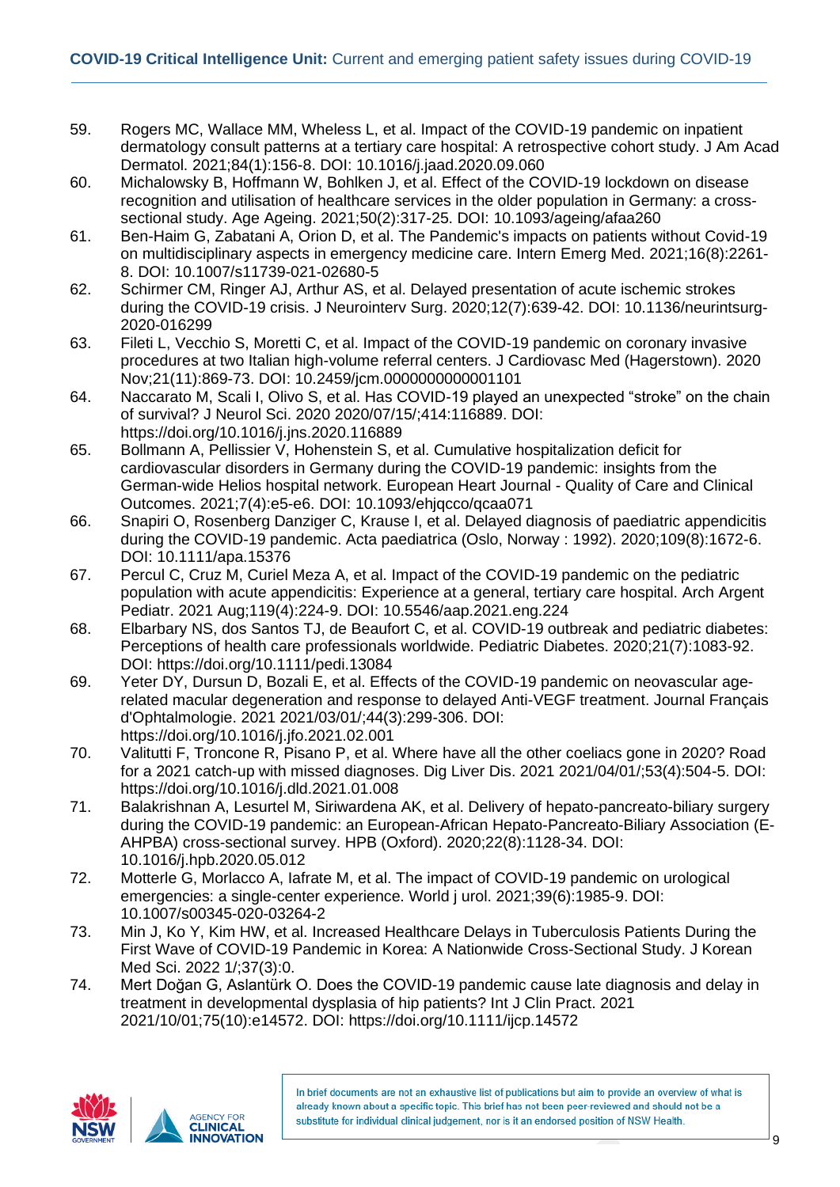59. Rogers MC, Wallace MM, Wheless L, et al. Impact of the COVID-19 pandemic on inpatient dermatology consult patterns at a tertiary care hospital: A retrospective cohort study. J Am Acad Dermatol. 2021;84(1):156-8. DOI: 10.1016/j.jaad.2020.09.060
60. Michalowsky B, Hoffmann W, Bohlken J, et al. Effect of the COVID-19 lockdown on disease recognition and utilisation of healthcare services in the older population in Germany: a cross-sectional study. Age Ageing. 2021;50(2):317-25. DOI: 10.1093/ageing/afaa260
61. Ben-Haim G, Zabatani A, Orion D, et al. The Pandemic's impacts on patients without Covid-19 on multidisciplinary aspects in emergency medicine care. Intern Emerg Med. 2021;16(8):2261-8. DOI: 10.1007/s11739-021-02680-5
62. Schirmer CM, Ringer AJ, Arthur AS, et al. Delayed presentation of acute ischemic strokes during the COVID-19 crisis. J Neurointerv Surg. 2020;12(7):639-42. DOI: 10.1136/neurintsurg-2020-016299
63. Fileti L, Vecchio S, Moretti C, et al. Impact of the COVID-19 pandemic on coronary invasive procedures at two Italian high-volume referral centers. J Cardiovasc Med (Hagerstown). 2020 Nov;21(11):869-73. DOI: 10.2459/jcm.0000000000001101
64. Naccarato M, Scali I, Olivo S, et al. Has COVID-19 played an unexpected "stroke" on the chain of survival? J Neurol Sci. 2020 2020/07/15/;414:116889. DOI: https://doi.org/10.1016/j.jns.2020.116889
65. Bollmann A, Pellissier V, Hohenstein S, et al. Cumulative hospitalization deficit for cardiovascular disorders in Germany during the COVID-19 pandemic: insights from the German-wide Helios hospital network. European Heart Journal - Quality of Care and Clinical Outcomes. 2021;7(4):e5-e6. DOI: 10.1093/ehjqcco/qcaa071
66. Snapiri O, Rosenberg Danziger C, Krause I, et al. Delayed diagnosis of paediatric appendicitis during the COVID-19 pandemic. Acta paediatrica (Oslo, Norway : 1992). 2020;109(8):1672-6. DOI: 10.1111/apa.15376
67. Percul C, Cruz M, Curiel Meza A, et al. Impact of the COVID-19 pandemic on the pediatric population with acute appendicitis: Experience at a general, tertiary care hospital. Arch Argent Pediatr. 2021 Aug;119(4):224-9. DOI: 10.5546/aap.2021.eng.224
68. Elbarbary NS, dos Santos TJ, de Beaufort C, et al. COVID-19 outbreak and pediatric diabetes: Perceptions of health care professionals worldwide. Pediatric Diabetes. 2020;21(7):1083-92. DOI: https://doi.org/10.1111/pedi.13084
69. Yeter DY, Dursun D, Bozali E, et al. Effects of the COVID-19 pandemic on neovascular age-related macular degeneration and response to delayed Anti-VEGF treatment. Journal Français d'Ophtalmologie. 2021 2021/03/01/;44(3):299-306. DOI: https://doi.org/10.1016/j.jfo.2021.02.001
70. Valitutti F, Troncone R, Pisano P, et al. Where have all the other coeliacs gone in 2020? Road for a 2021 catch-up with missed diagnoses. Dig Liver Dis. 2021 2021/04/01/;53(4):504-5. DOI: https://doi.org/10.1016/j.dld.2021.01.008
71. Balakrishnan A, Lesurtel M, Siriwardena AK, et al. Delivery of hepato-pancreato-biliary surgery during the COVID-19 pandemic: an European-African Hepato-Pancreato-Biliary Association (E-AHPBA) cross-sectional survey. HPB (Oxford). 2020;22(8):1128-34. DOI: 10.1016/j.hpb.2020.05.012
72. Motterle G, Morlacco A, Iafrate M, et al. The impact of COVID-19 pandemic on urological emergencies: a single-center experience. World j urol. 2021;39(6):1985-9. DOI: 10.1007/s00345-020-03264-2
73. Min J, Ko Y, Kim HW, et al. Increased Healthcare Delays in Tuberculosis Patients During the First Wave of COVID-19 Pandemic in Korea: A Nationwide Cross-Sectional Study. J Korean Med Sci. 2022 1/;37(3):0.
74. Mert Doğan G, Aslantürk O. Does the COVID-19 pandemic cause late diagnosis and delay in treatment in developmental dysplasia of hip patients? Int J Clin Pract. 2021 2021/10/01;75(10):e14572. DOI: https://doi.org/10.1111/ijcp.14572

In brief documents are not an exhaustive list of publications but aim to provide an overview of what is already known about a specific topic. This brief has not been peer-reviewed and should not be a substitute for individual clinical judgement, nor is it an endorsed position of NSW Health.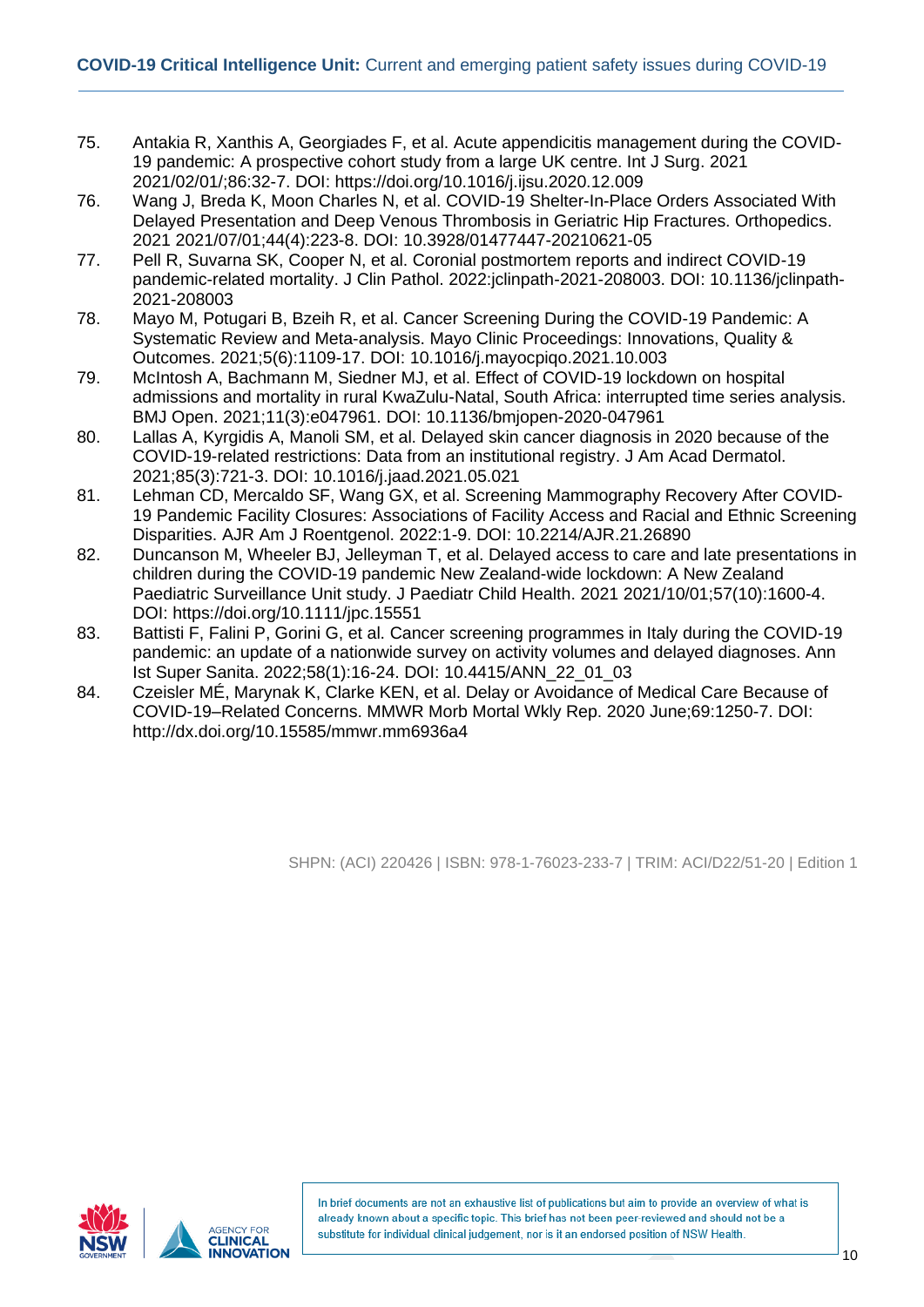75. Antakia R, Xanthis A, Georgiades F, et al. Acute appendicitis management during the COVID-19 pandemic: A prospective cohort study from a large UK centre. Int J Surg. 2021 2021/02/01/;86:32-7. DOI: https://doi.org/10.1016/j.ijsu.2020.12.009
76. Wang J, Breda K, Moon Charles N, et al. COVID-19 Shelter-In-Place Orders Associated With Delayed Presentation and Deep Venous Thrombosis in Geriatric Hip Fractures. Orthopedics. 2021 2021/07/01;44(4):223-8. DOI: 10.3928/01477447-20210621-05
77. Pell R, Suvarna SK, Cooper N, et al. Coronial postmortem reports and indirect COVID-19 pandemic-related mortality. J Clin Pathol. 2022:jclinpath-2021-208003. DOI: 10.1136/jclinpath-2021-208003
78. Mayo M, Potugari B, Bzeih R, et al. Cancer Screening During the COVID-19 Pandemic: A Systematic Review and Meta-analysis. Mayo Clinic Proceedings: Innovations, Quality & Outcomes. 2021;5(6):1109-17. DOI: 10.1016/j.mayocpiqo.2021.10.003
79. McIntosh A, Bachmann M, Siedner MJ, et al. Effect of COVID-19 lockdown on hospital admissions and mortality in rural KwaZulu-Natal, South Africa: interrupted time series analysis. BMJ Open. 2021;11(3):e047961. DOI: 10.1136/bmjopen-2020-047961
80. Lallas A, Kyrgidis A, Manoli SM, et al. Delayed skin cancer diagnosis in 2020 because of the COVID-19-related restrictions: Data from an institutional registry. J Am Acad Dermatol. 2021;85(3):721-3. DOI: 10.1016/j.jaad.2021.05.021
81. Lehman CD, Mercaldo SF, Wang GX, et al. Screening Mammography Recovery After COVID-19 Pandemic Facility Closures: Associations of Facility Access and Racial and Ethnic Screening Disparities. AJR Am J Roentgenol. 2022:1-9. DOI: 10.2214/AJR.21.26890
82. Duncanson M, Wheeler BJ, Jelleyman T, et al. Delayed access to care and late presentations in children during the COVID-19 pandemic New Zealand-wide lockdown: A New Zealand Paediatric Surveillance Unit study. J Paediatr Child Health. 2021 2021/10/01;57(10):1600-4. DOI: https://doi.org/10.1111/jpc.15551
83. Battisti F, Falini P, Gorini G, et al. Cancer screening programmes in Italy during the COVID-19 pandemic: an update of a nationwide survey on activity volumes and delayed diagnoses. Ann Ist Super Sanita. 2022;58(1):16-24. DOI: 10.4415/ANN_22_01_03
84. Czeisler MÉ, Marynak K, Clarke KEN, et al. Delay or Avoidance of Medical Care Because of COVID-19–Related Concerns. MMWR Morb Mortal Wkly Rep. 2020 June;69:1250-7. DOI: http://dx.doi.org/10.15585/mmwr.mm6936a4

SHPN: (ACI) 220426 | ISBN: 978-1-76023-233-7 | TRIM: ACI/D22/51-20 | Edition 1

In brief documents are not an exhaustive list of publications but aim to provide an overview of what is already known about a specific topic. This brief has not been peer-reviewed and should not be a substitute for individual clinical judgement, nor is it an endorsed position of NSW Health.